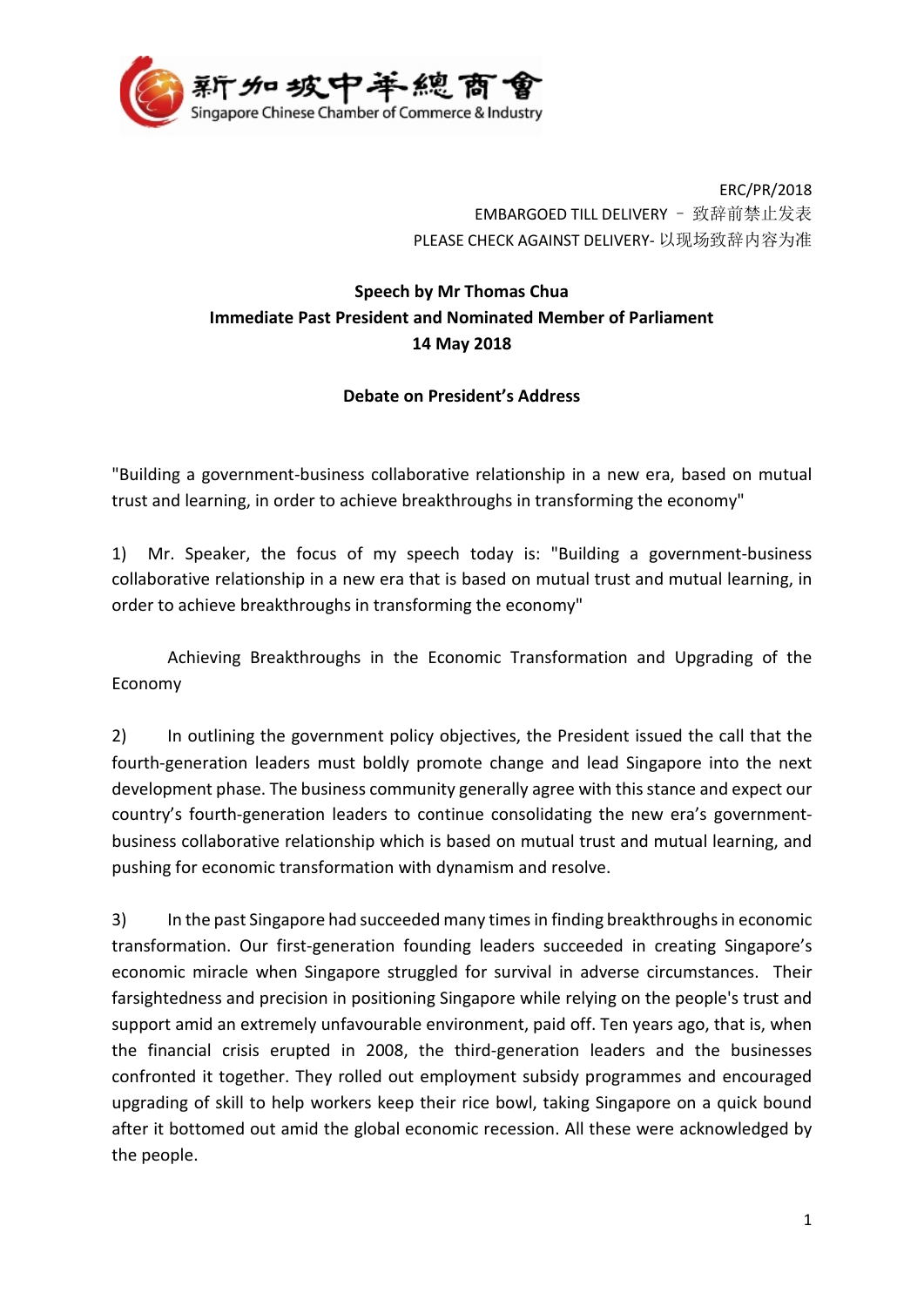新加坡中華總商會
Singapore Chinese Chamber of Commerce & Industry

ERC/PR/2018
EMBARGOED TILL DELIVERY – 致辞前禁止发表
PLEASE CHECK AGAINST DELIVERY- 以现场致辞内容为准

**Speech by Mr Thomas Chua**
**Immediate Past President and Nominated Member of Parliament**
**14 May 2018**

**Debate on President's Address**

"Building a government-business collaborative relationship in a new era, based on mutual trust and learning, in order to achieve breakthroughs in transforming the economy"

1) Mr. Speaker, the focus of my speech today is: "Building a government-business collaborative relationship in a new era that is based on mutual trust and mutual learning, in order to achieve breakthroughs in transforming the economy"

Achieving Breakthroughs in the Economic Transformation and Upgrading of the Economy

2) In outlining the government policy objectives, the President issued the call that the fourth-generation leaders must boldly promote change and lead Singapore into the next development phase. The business community generally agree with this stance and expect our country's fourth-generation leaders to continue consolidating the new era's government-business collaborative relationship which is based on mutual trust and mutual learning, and pushing for economic transformation with dynamism and resolve.

3) In the past Singapore had succeeded many times in finding breakthroughs in economic transformation. Our first-generation founding leaders succeeded in creating Singapore's economic miracle when Singapore struggled for survival in adverse circumstances. Their farsightedness and precision in positioning Singapore while relying on the people's trust and support amid an extremely unfavourable environment, paid off. Ten years ago, that is, when the financial crisis erupted in 2008, the third-generation leaders and the businesses confronted it together. They rolled out employment subsidy programmes and encouraged upgrading of skill to help workers keep their rice bowl, taking Singapore on a quick bound after it bottomed out amid the global economic recession. All these were acknowledged by the people.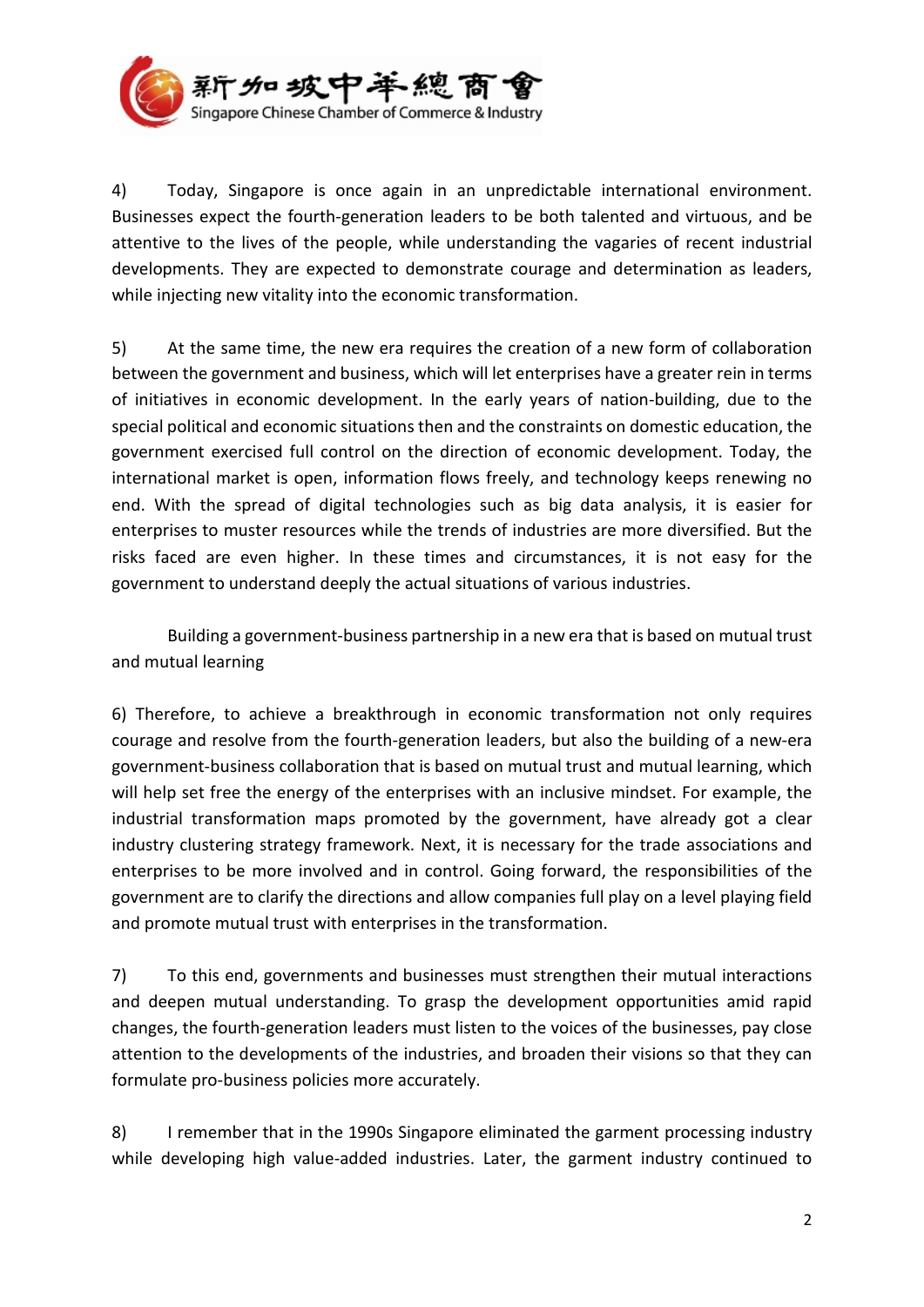4) Today, Singapore is once again in an unpredictable international environment. Businesses expect the fourth-generation leaders to be both talented and virtuous, and be attentive to the lives of the people, while understanding the vagaries of recent industrial developments. They are expected to demonstrate courage and determination as leaders, while injecting new vitality into the economic transformation.

5) At the same time, the new era requires the creation of a new form of collaboration between the government and business, which will let enterprises have a greater rein in terms of initiatives in economic development. In the early years of nation-building, due to the special political and economic situations then and the constraints on domestic education, the government exercised full control on the direction of economic development. Today, the international market is open, information flows freely, and technology keeps renewing no end. With the spread of digital technologies such as big data analysis, it is easier for enterprises to muster resources while the trends of industries are more diversified. But the risks faced are even higher. In these times and circumstances, it is not easy for the government to understand deeply the actual situations of various industries.

Building a government-business partnership in a new era that is based on mutual trust and mutual learning

6) Therefore, to achieve a breakthrough in economic transformation not only requires courage and resolve from the fourth-generation leaders, but also the building of a new-era government-business collaboration that is based on mutual trust and mutual learning, which will help set free the energy of the enterprises with an inclusive mindset. For example, the industrial transformation maps promoted by the government, have already got a clear industry clustering strategy framework. Next, it is necessary for the trade associations and enterprises to be more involved and in control. Going forward, the responsibilities of the government are to clarify the directions and allow companies full play on a level playing field and promote mutual trust with enterprises in the transformation.

7) To this end, governments and businesses must strengthen their mutual interactions and deepen mutual understanding. To grasp the development opportunities amid rapid changes, the fourth-generation leaders must listen to the voices of the businesses, pay close attention to the developments of the industries, and broaden their visions so that they can formulate pro-business policies more accurately.

8) I remember that in the 1990s Singapore eliminated the garment processing industry while developing high value-added industries. Later, the garment industry continued to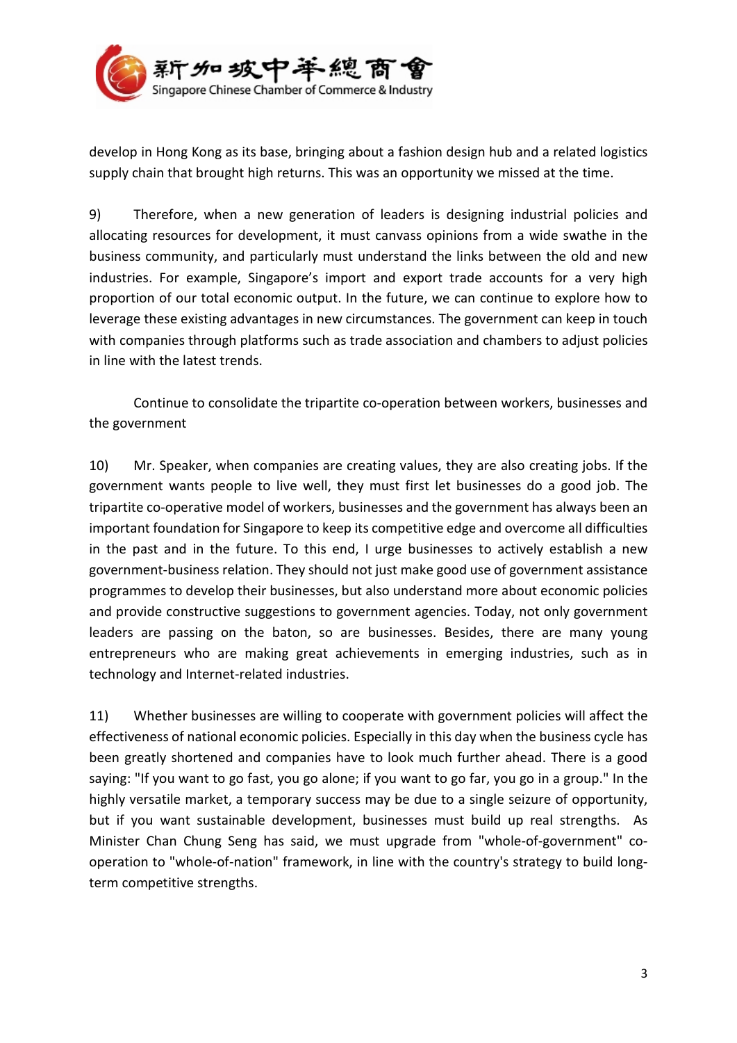develop in Hong Kong as its base, bringing about a fashion design hub and a related logistics supply chain that brought high returns. This was an opportunity we missed at the time.

9) Therefore, when a new generation of leaders is designing industrial policies and allocating resources for development, it must canvass opinions from a wide swathe in the business community, and particularly must understand the links between the old and new industries. For example, Singapore's import and export trade accounts for a very high proportion of our total economic output. In the future, we can continue to explore how to leverage these existing advantages in new circumstances. The government can keep in touch with companies through platforms such as trade association and chambers to adjust policies in line with the latest trends.

Continue to consolidate the tripartite co-operation between workers, businesses and the government

10) Mr. Speaker, when companies are creating values, they are also creating jobs. If the government wants people to live well, they must first let businesses do a good job. The tripartite co-operative model of workers, businesses and the government has always been an important foundation for Singapore to keep its competitive edge and overcome all difficulties in the past and in the future. To this end, I urge businesses to actively establish a new government-business relation. They should not just make good use of government assistance programmes to develop their businesses, but also understand more about economic policies and provide constructive suggestions to government agencies. Today, not only government leaders are passing on the baton, so are businesses. Besides, there are many young entrepreneurs who are making great achievements in emerging industries, such as in technology and Internet-related industries.

11) Whether businesses are willing to cooperate with government policies will affect the effectiveness of national economic policies. Especially in this day when the business cycle has been greatly shortened and companies have to look much further ahead. There is a good saying: "If you want to go fast, you go alone; if you want to go far, you go in a group." In the highly versatile market, a temporary success may be due to a single seizure of opportunity, but if you want sustainable development, businesses must build up real strengths. As Minister Chan Chung Seng has said, we must upgrade from "whole-of-government" co-operation to "whole-of-nation" framework, in line with the country's strategy to build long-term competitive strengths.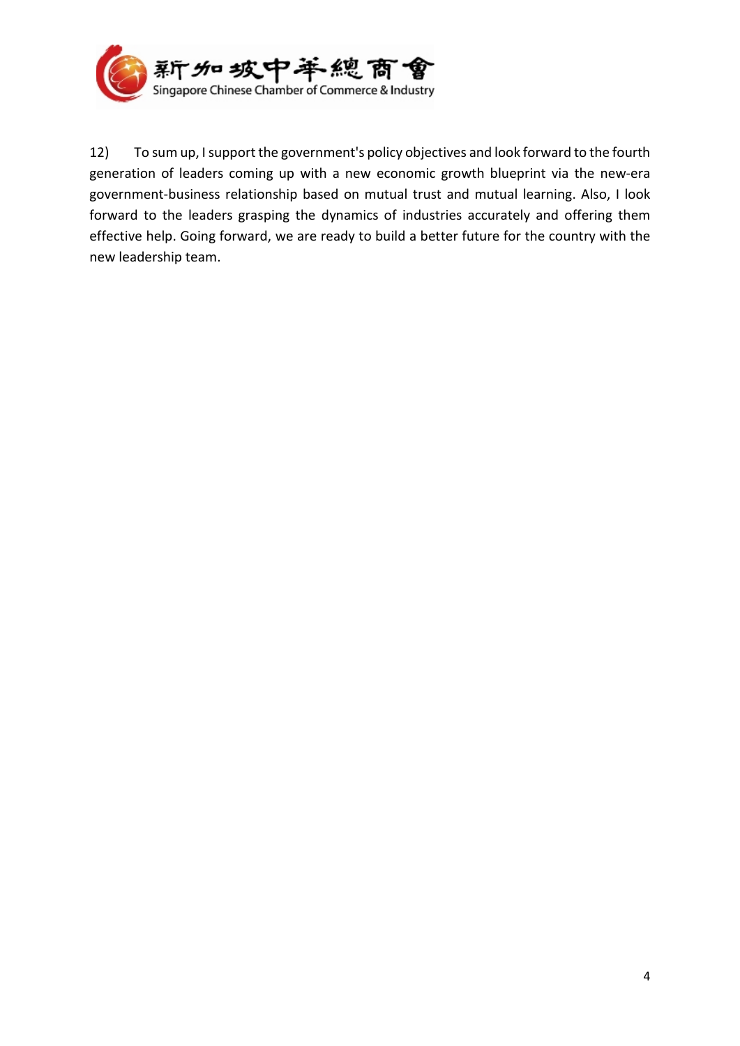12) To sum up, I support the government's policy objectives and look forward to the fourth generation of leaders coming up with a new economic growth blueprint via the new-era government-business relationship based on mutual trust and mutual learning. Also, I look forward to the leaders grasping the dynamics of industries accurately and offering them effective help. Going forward, we are ready to build a better future for the country with the new leadership team.